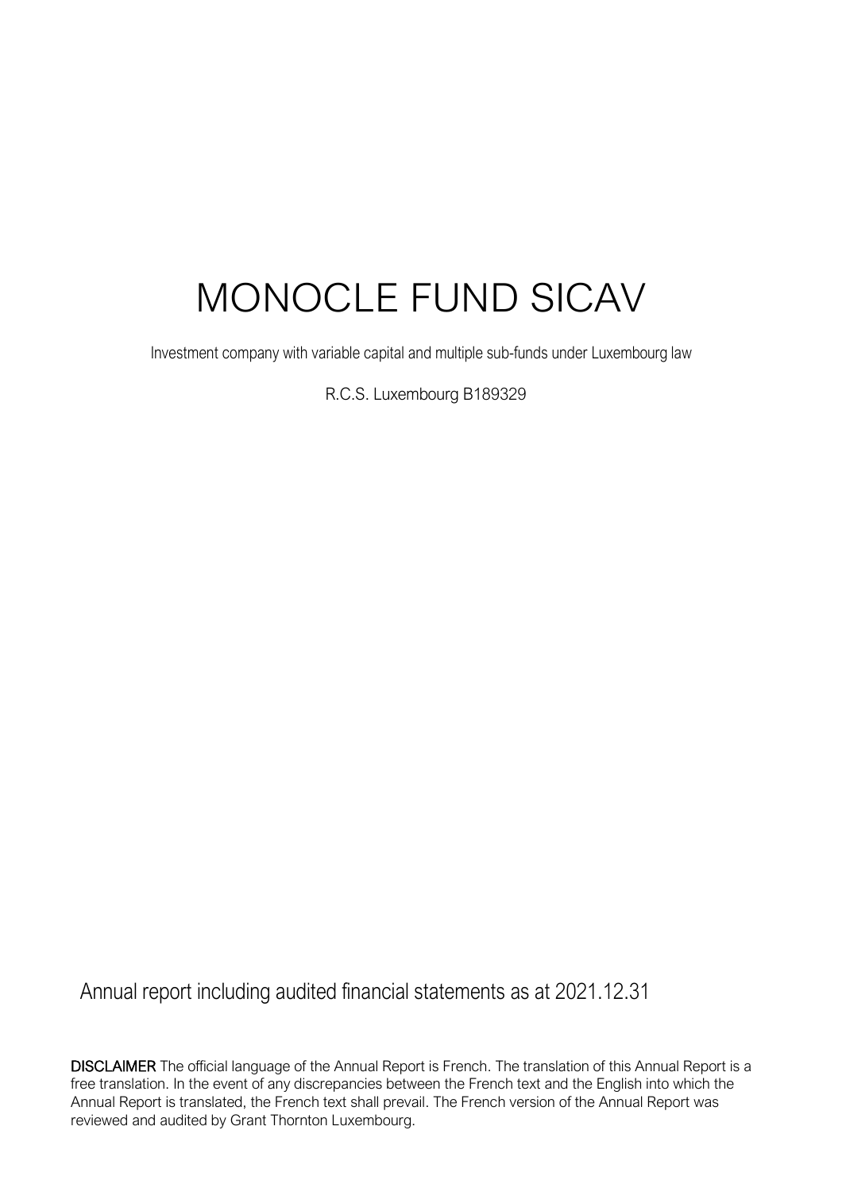# MONOCLE FUND SICAV

Investment company with variable capital and multiple sub-funds under Luxembourg law

R.C.S. Luxembourg B189329

Annual report including audited financial statements as at 2021.12.31

**DISCLAIMER** The official language of the Annual Report is French. The translation of this Annual Report is a free translation. In the event of any discrepancies between the French text and the English into which the Annual Report is translated, the French text shall prevail. The French version of the Annual Report was reviewed and audited by Grant Thornton Luxembourg.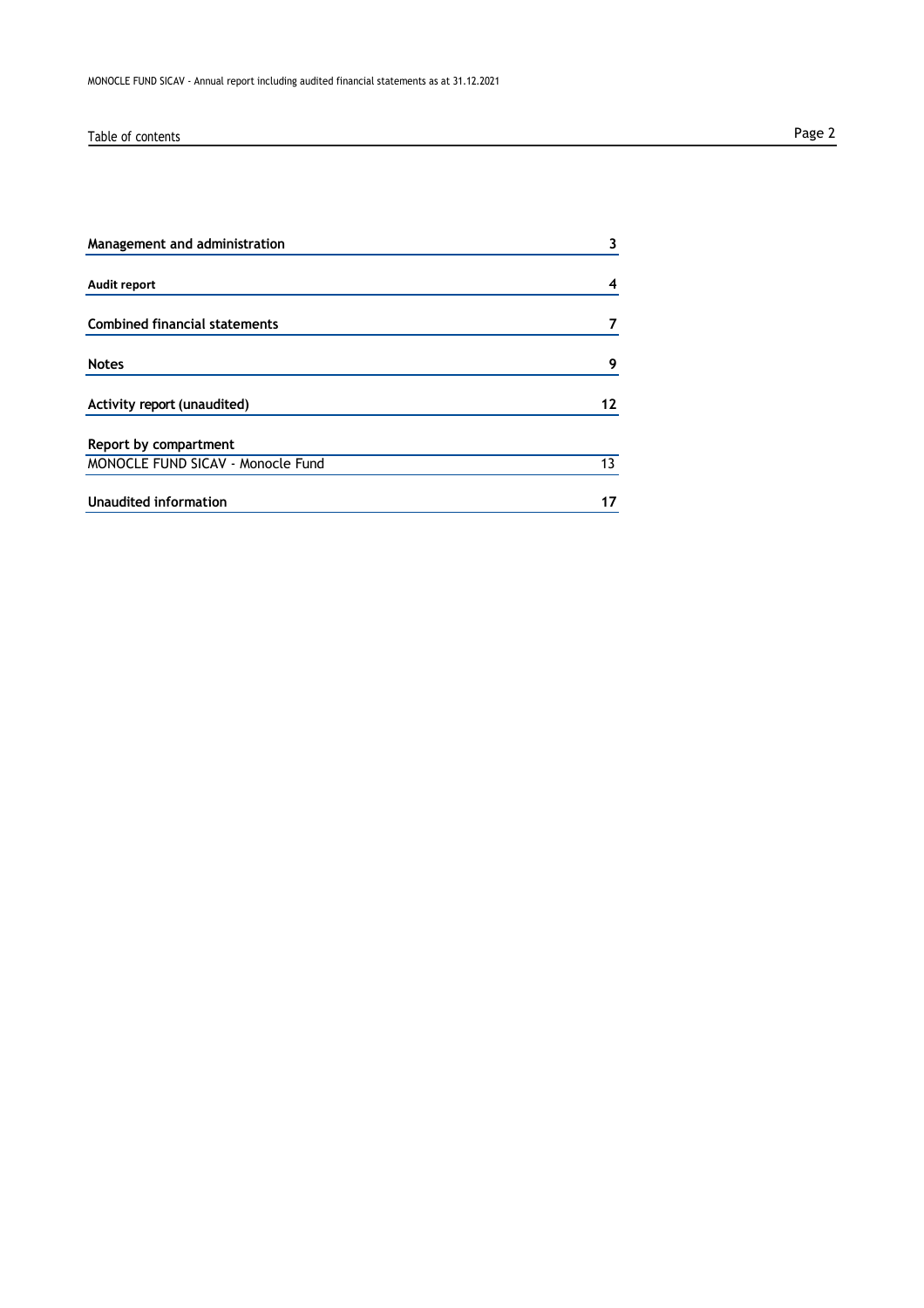# Table of contents

| | |
|---|---|
| **Management and administration** | **3** |
| **Audit report** | **4** |
| **Combined financial statements** | **7** |
| **Notes** | **9** |
| **Activity report (unaudited)** | **12** |
| **Report by compartment** | |
| MONOCLE FUND SICAV - Monocle Fund | 13 |
| **Unaudited information** | **17** |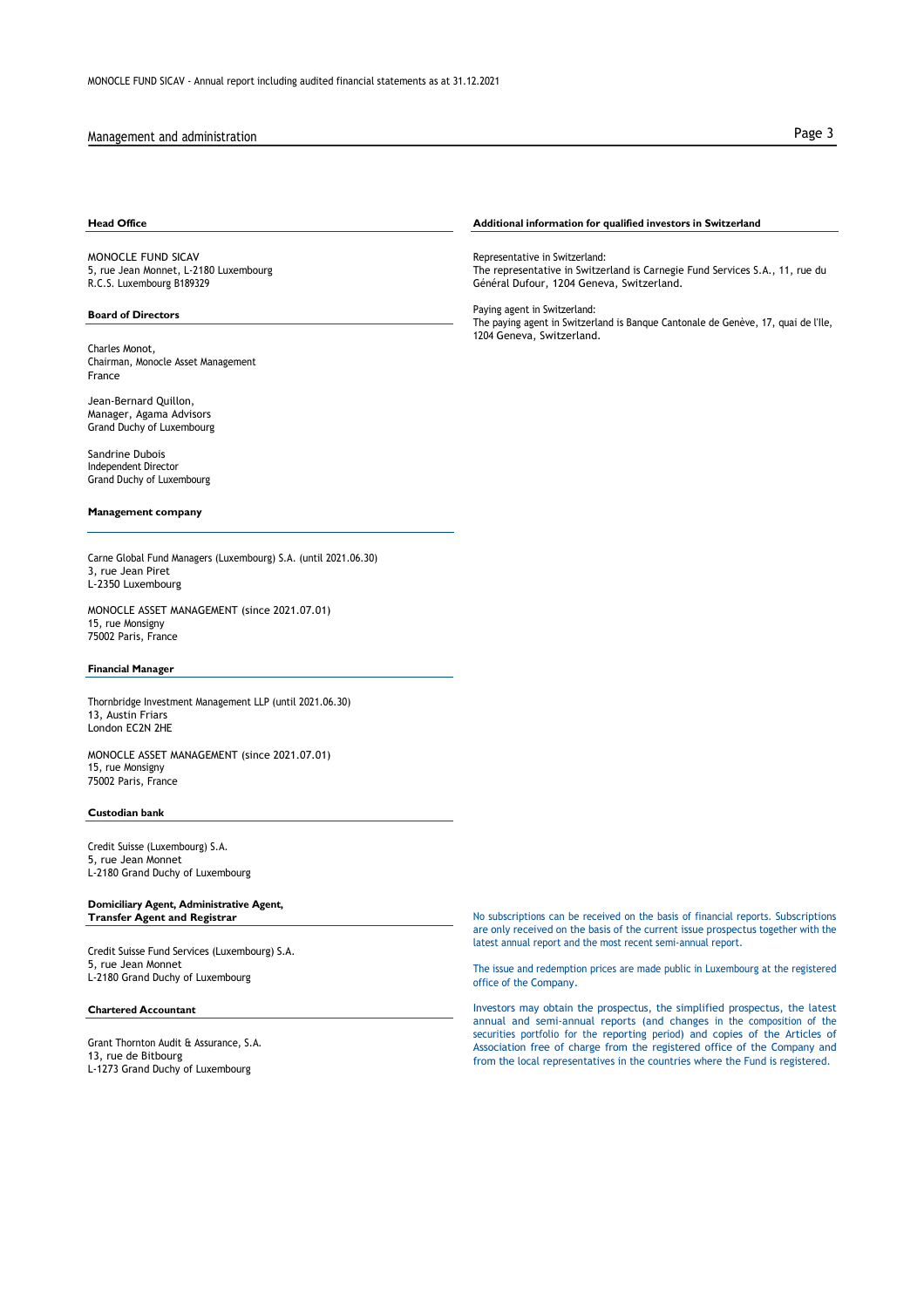## Management and administration

### Head Office

MONOCLE FUND SICAV
5, rue Jean Monnet, L-2180 Luxembourg
R.C.S. Luxembourg B189329

### Board of Directors

Charles Monot,
Chairman, Monocle Asset Management
France

Jean-Bernard Quillon,
Manager, Agama Advisors
Grand Duchy of Luxembourg

Sandrine Dubois
Independent Director
Grand Duchy of Luxembourg

### Management company

Carne Global Fund Managers (Luxembourg) S.A. (until 2021.06.30)
3, rue Jean Piret
L-2350 Luxembourg

MONOCLE ASSET MANAGEMENT (since 2021.07.01)
15, rue Monsigny
75002 Paris, France

### Financial Manager

Thornbridge Investment Management LLP (until 2021.06.30)
13, Austin Friars
London EC2N 2HE

MONOCLE ASSET MANAGEMENT (since 2021.07.01)
15, rue Monsigny
75002 Paris, France

### Custodian bank

Credit Suisse (Luxembourg) S.A.
5, rue Jean Monnet
L-2180 Grand Duchy of Luxembourg

### Domiciliary Agent, Administrative Agent, Transfer Agent and Registrar

Credit Suisse Fund Services (Luxembourg) S.A.
5, rue Jean Monnet
L-2180 Grand Duchy of Luxembourg

### Chartered Accountant

Grant Thornton Audit & Assurance, S.A.
13, rue de Bitbourg
L-1273 Grand Duchy of Luxembourg

### Additional information for qualified investors in Switzerland

Representative in Switzerland:
The representative in Switzerland is Carnegie Fund Services S.A., 11, rue du Général Dufour, 1204 Geneva, Switzerland.

Paying agent in Switzerland:
The paying agent in Switzerland is Banque Cantonale de Genève, 17, quai de l'Ile, 1204 Geneva, Switzerland.

No subscriptions can be received on the basis of financial reports. Subscriptions are only received on the basis of the current issue prospectus together with the latest annual report and the most recent semi-annual report.

The issue and redemption prices are made public in Luxembourg at the registered office of the Company.

Investors may obtain the prospectus, the simplified prospectus, the latest annual and semi-annual reports (and changes in the composition of the securities portfolio for the reporting period) and copies of the Articles of Association free of charge from the registered office of the Company and from the local representatives in the countries where the Fund is registered.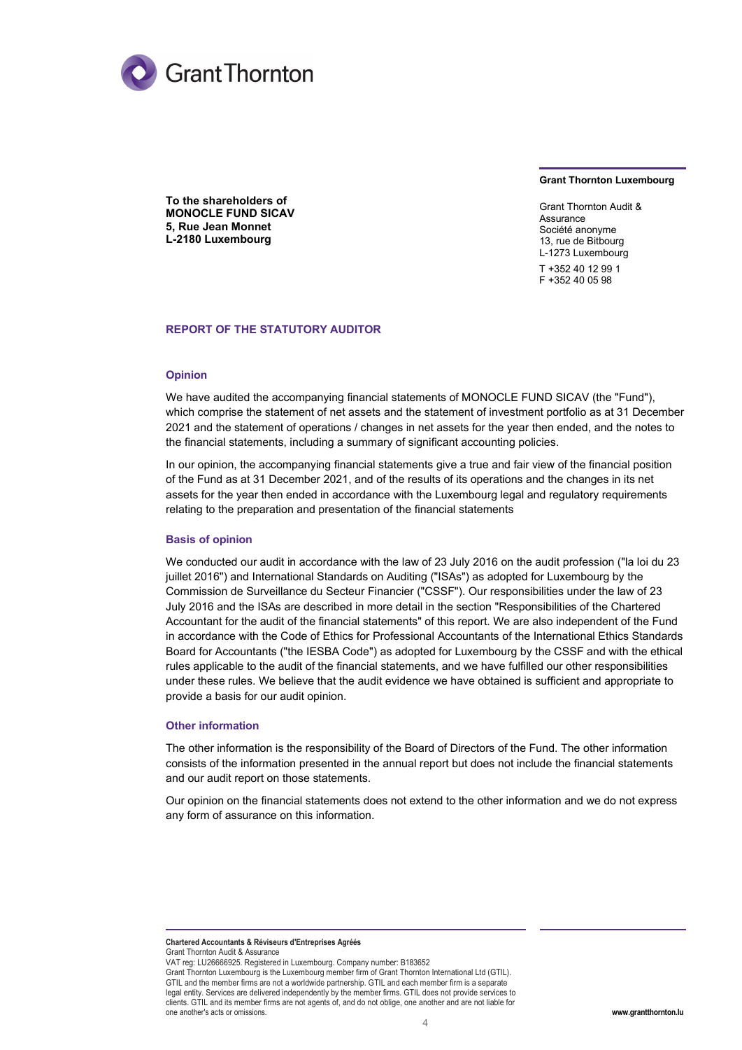Grant Thornton

**To the shareholders of**
**MONOCLE FUND SICAV**
**5, Rue Jean Monnet**
**L-2180 Luxembourg**

**Grant Thornton Luxembourg**

Grant Thornton Audit & Assurance
Société anonyme
13, rue de Bitbourg
L-1273 Luxembourg

T +352 40 12 99 1
F +352 40 05 98

## REPORT OF THE STATUTORY AUDITOR

### Opinion

We have audited the accompanying financial statements of MONOCLE FUND SICAV (the "Fund"), which comprise the statement of net assets and the statement of investment portfolio as at 31 December 2021 and the statement of operations / changes in net assets for the year then ended, and the notes to the financial statements, including a summary of significant accounting policies.

In our opinion, the accompanying financial statements give a true and fair view of the financial position of the Fund as at 31 December 2021, and of the results of its operations and the changes in its net assets for the year then ended in accordance with the Luxembourg legal and regulatory requirements relating to the preparation and presentation of the financial statements

### Basis of opinion

We conducted our audit in accordance with the law of 23 July 2016 on the audit profession ("la loi du 23 juillet 2016") and International Standards on Auditing ("ISAs") as adopted for Luxembourg by the Commission de Surveillance du Secteur Financier ("CSSF"). Our responsibilities under the law of 23 July 2016 and the ISAs are described in more detail in the section "Responsibilities of the Chartered Accountant for the audit of the financial statements" of this report. We are also independent of the Fund in accordance with the Code of Ethics for Professional Accountants of the International Ethics Standards Board for Accountants ("the IESBA Code") as adopted for Luxembourg by the CSSF and with the ethical rules applicable to the audit of the financial statements, and we have fulfilled our other responsibilities under these rules. We believe that the audit evidence we have obtained is sufficient and appropriate to provide a basis for our audit opinion.

### Other information

The other information is the responsibility of the Board of Directors of the Fund. The other information consists of the information presented in the annual report but does not include the financial statements and our audit report on those statements.

Our opinion on the financial statements does not extend to the other information and we do not express any form of assurance on this information.

**Chartered Accountants & Réviseurs d'Entreprises Agréés**
Grant Thornton Audit & Assurance
VAT reg: LU26666925. Registered in Luxembourg. Company number: B183652
Grant Thornton Luxembourg is the Luxembourg member firm of Grant Thornton International Ltd (GTIL). GTIL and the member firms are not a worldwide partnership. GTIL and each member firm is a separate legal entity. Services are delivered independently by the member firms. GTIL does not provide services to clients. GTIL and its member firms are not agents of, and do not oblige, one another and are not liable for one another's acts or omissions.

**www.grantthornton.lu**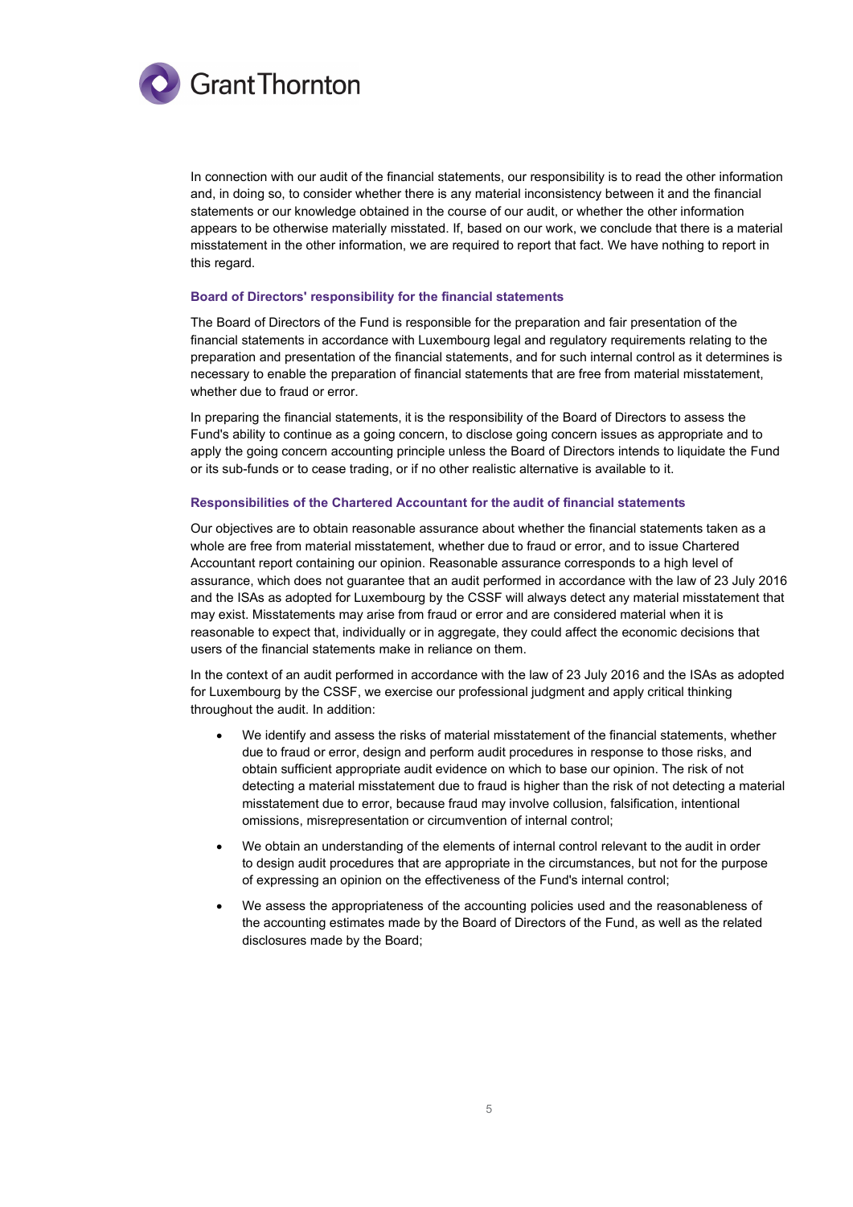In connection with our audit of the financial statements, our responsibility is to read the other information and, in doing so, to consider whether there is any material inconsistency between it and the financial statements or our knowledge obtained in the course of our audit, or whether the other information appears to be otherwise materially misstated. If, based on our work, we conclude that there is a material misstatement in the other information, we are required to report that fact. We have nothing to report in this regard.

### Board of Directors' responsibility for the financial statements

The Board of Directors of the Fund is responsible for the preparation and fair presentation of the financial statements in accordance with Luxembourg legal and regulatory requirements relating to the preparation and presentation of the financial statements, and for such internal control as it determines is necessary to enable the preparation of financial statements that are free from material misstatement, whether due to fraud or error.

In preparing the financial statements, it is the responsibility of the Board of Directors to assess the Fund's ability to continue as a going concern, to disclose going concern issues as appropriate and to apply the going concern accounting principle unless the Board of Directors intends to liquidate the Fund or its sub-funds or to cease trading, or if no other realistic alternative is available to it.

### Responsibilities of the Chartered Accountant for the audit of financial statements

Our objectives are to obtain reasonable assurance about whether the financial statements taken as a whole are free from material misstatement, whether due to fraud or error, and to issue Chartered Accountant report containing our opinion. Reasonable assurance corresponds to a high level of assurance, which does not guarantee that an audit performed in accordance with the law of 23 July 2016 and the ISAs as adopted for Luxembourg by the CSSF will always detect any material misstatement that may exist. Misstatements may arise from fraud or error and are considered material when it is reasonable to expect that, individually or in aggregate, they could affect the economic decisions that users of the financial statements make in reliance on them.

In the context of an audit performed in accordance with the law of 23 July 2016 and the ISAs as adopted for Luxembourg by the CSSF, we exercise our professional judgment and apply critical thinking throughout the audit. In addition:

- We identify and assess the risks of material misstatement of the financial statements, whether due to fraud or error, design and perform audit procedures in response to those risks, and obtain sufficient appropriate audit evidence on which to base our opinion. The risk of not detecting a material misstatement due to fraud is higher than the risk of not detecting a material misstatement due to error, because fraud may involve collusion, falsification, intentional omissions, misrepresentation or circumvention of internal control;
- We obtain an understanding of the elements of internal control relevant to the audit in order to design audit procedures that are appropriate in the circumstances, but not for the purpose of expressing an opinion on the effectiveness of the Fund's internal control;
- We assess the appropriateness of the accounting policies used and the reasonableness of the accounting estimates made by the Board of Directors of the Fund, as well as the related disclosures made by the Board;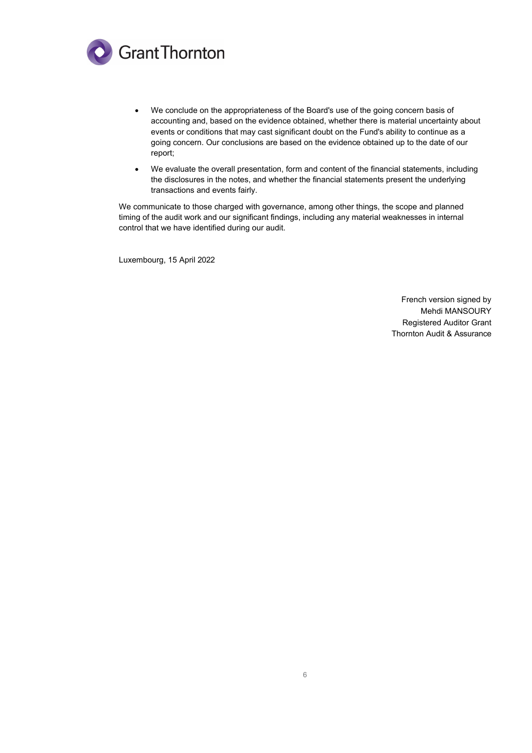- We conclude on the appropriateness of the Board's use of the going concern basis of accounting and, based on the evidence obtained, whether there is material uncertainty about events or conditions that may cast significant doubt on the Fund's ability to continue as a going concern. Our conclusions are based on the evidence obtained up to the date of our report;
- We evaluate the overall presentation, form and content of the financial statements, including the disclosures in the notes, and whether the financial statements present the underlying transactions and events fairly.

We communicate to those charged with governance, among other things, the scope and planned timing of the audit work and our significant findings, including any material weaknesses in internal control that we have identified during our audit.

Luxembourg, 15 April 2022

French version signed by
Mehdi MANSOURY
Registered Auditor Grant
Thornton Audit & Assurance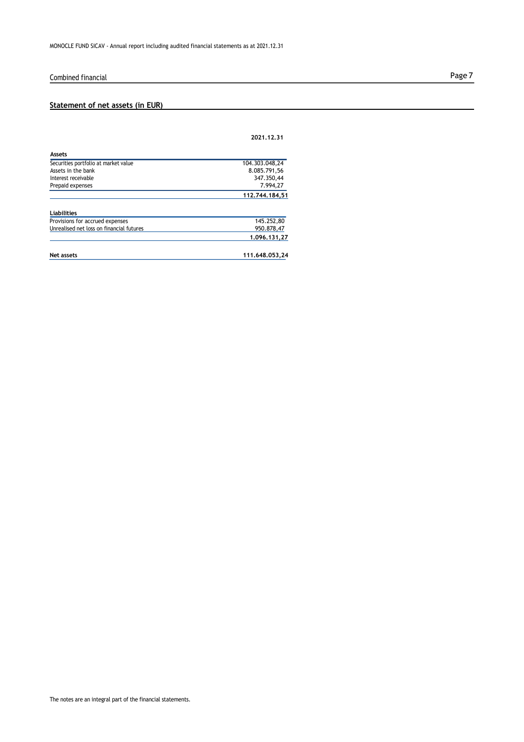## Combined financial

### Statement of net assets (in EUR)

| | 2021.12.31 |
|---|---|
| **Assets** | |
| Securities portfolio at market value | 104.303.048,24 |
| Assets in the bank | 8.085.791,56 |
| Interest receivable | 347.350,44 |
| Prepaid expenses | 7.994,27 |
| | **112.744.184,51** |
| **Liabilities** | |
| Provisions for accrued expenses | 145.252,80 |
| Unrealised net loss on financial futures | 950.878,47 |
| | **1.096.131,27** |
| **Net assets** | **111.648.053,24** |

The notes are an integral part of the financial statements.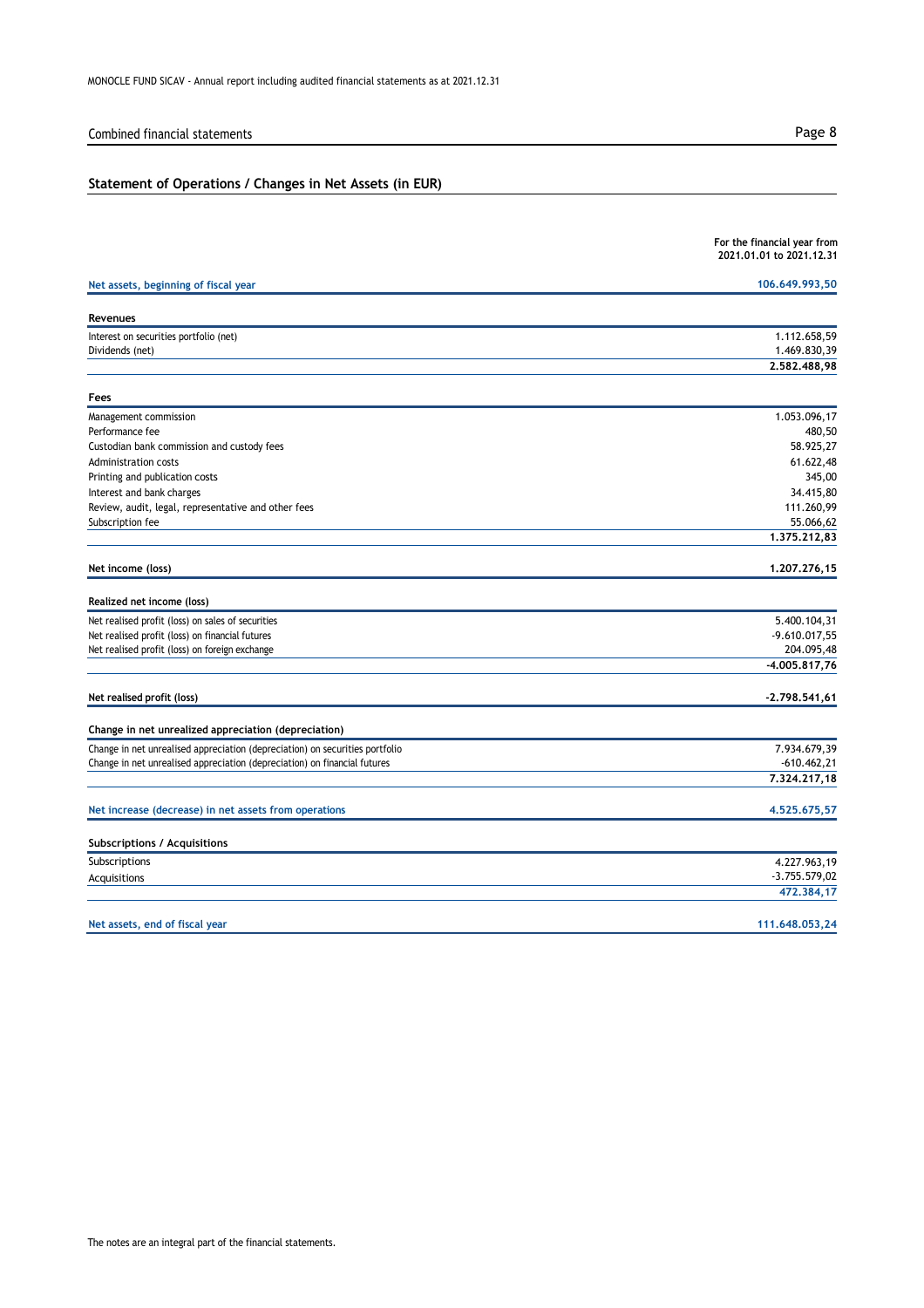## Combined financial statements

### Statement of Operations / Changes in Net Assets (in EUR)

| | For the financial year from 2021.01.01 to 2021.12.31 |
|---|---|
| **Net assets, beginning of fiscal year** | **106.649.993,50** |
| **Revenues** | |
| Interest on securities portfolio (net) | 1.112.658,59 |
| Dividends (net) | 1.469.830,39 |
| | **2.582.488,98** |
| **Fees** | |
| Management commission | 1.053.096,17 |
| Performance fee | 480,50 |
| Custodian bank commission and custody fees | 58.925,27 |
| Administration costs | 61.622,48 |
| Printing and publication costs | 345,00 |
| Interest and bank charges | 34.415,80 |
| Review, audit, legal, representative and other fees | 111.260,99 |
| Subscription fee | 55.066,62 |
| | **1.375.212,83** |
| **Net income (loss)** | **1.207.276,15** |
| **Realized net income (loss)** | |
| Net realised profit (loss) on sales of securities | 5.400.104,31 |
| Net realised profit (loss) on financial futures | -9.610.017,55 |
| Net realised profit (loss) on foreign exchange | 204.095,48 |
| | **-4.005.817,76** |
| **Net realised profit (loss)** | **-2.798.541,61** |
| **Change in net unrealized appreciation (depreciation)** | |
| Change in net unrealised appreciation (depreciation) on securities portfolio | 7.934.679,39 |
| Change in net unrealised appreciation (depreciation) on financial futures | -610.462,21 |
| | **7.324.217,18** |
| **Net increase (decrease) in net assets from operations** | **4.525.675,57** |
| **Subscriptions / Acquisitions** | |
| Subscriptions | 4.227.963,19 |
| Acquisitions | -3.755.579,02 |
| | **472.384,17** |
| **Net assets, end of fiscal year** | **111.648.053,24** |

The notes are an integral part of the financial statements.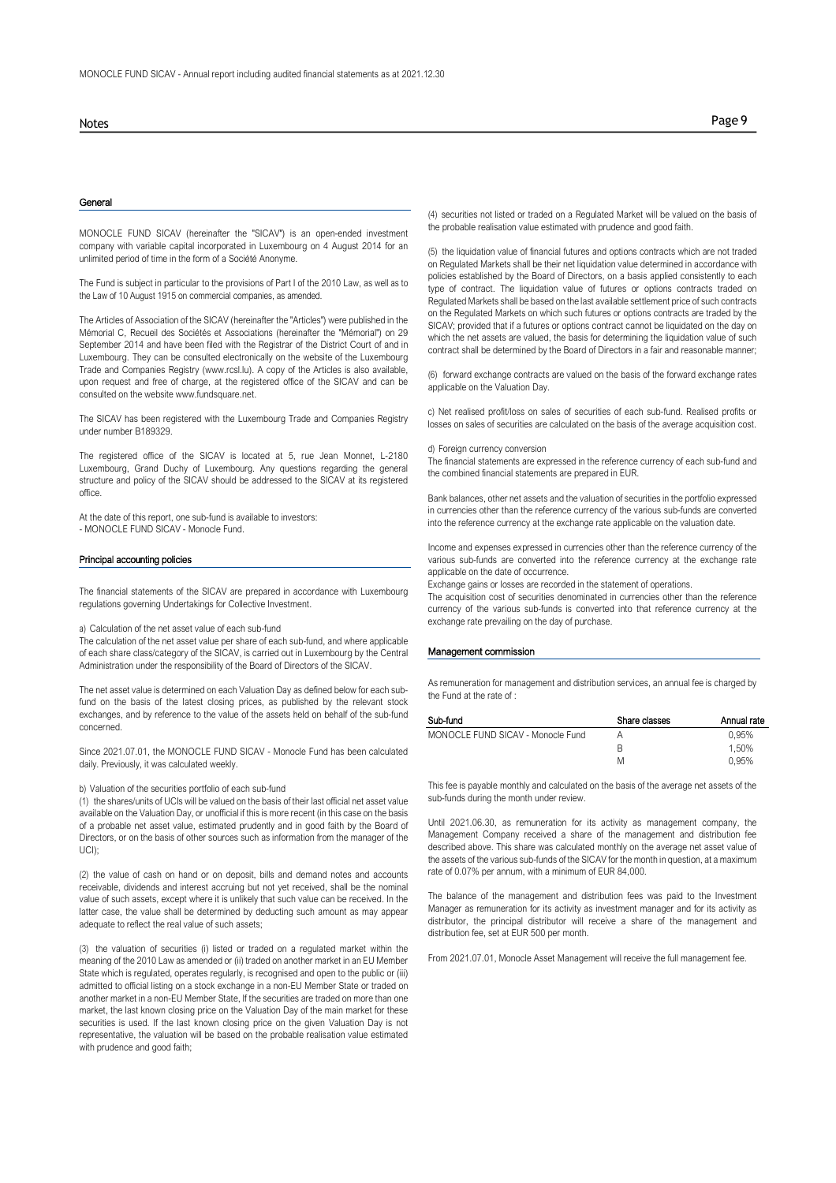## General

MONOCLE FUND SICAV (hereinafter the "SICAV") is an open-ended investment company with variable capital incorporated in Luxembourg on 4 August 2014 for an unlimited period of time in the form of a Société Anonyme.

The Fund is subject in particular to the provisions of Part I of the 2010 Law, as well as to the Law of 10 August 1915 on commercial companies, as amended.

The Articles of Association of the SICAV (hereinafter the "Articles") were published in the Mémorial C, Recueil des Sociétés et Associations (hereinafter the "Mémorial") on 29 September 2014 and have been filed with the Registrar of the District Court of and in Luxembourg. They can be consulted electronically on the website of the Luxembourg Trade and Companies Registry (www.rcsl.lu). A copy of the Articles is also available, upon request and free of charge, at the registered office of the SICAV and can be consulted on the website www.fundsquare.net.

The SICAV has been registered with the Luxembourg Trade and Companies Registry under number B189329.

The registered office of the SICAV is located at 5, rue Jean Monnet, L-2180 Luxembourg, Grand Duchy of Luxembourg. Any questions regarding the general structure and policy of the SICAV should be addressed to the SICAV at its registered office.

At the date of this report, one sub-fund is available to investors:
- MONOCLE FUND SICAV - Monocle Fund.

## Principal accounting policies

The financial statements of the SICAV are prepared in accordance with Luxembourg regulations governing Undertakings for Collective Investment.

a) Calculation of the net asset value of each sub-fund
The calculation of the net asset value per share of each sub-fund, and where applicable of each share class/category of the SICAV, is carried out in Luxembourg by the Central Administration under the responsibility of the Board of Directors of the SICAV.

The net asset value is determined on each Valuation Day as defined below for each sub-fund on the basis of the latest closing prices, as published by the relevant stock exchanges, and by reference to the value of the assets held on behalf of the sub-fund concerned.

Since 2021.07.01, the MONOCLE FUND SICAV - Monocle Fund has been calculated daily. Previously, it was calculated weekly.

b) Valuation of the securities portfolio of each sub-fund
(1) the shares/units of UCIs will be valued on the basis of their last official net asset value available on the Valuation Day, or unofficial if this is more recent (in this case on the basis of a probable net asset value, estimated prudently and in good faith by the Board of Directors, or on the basis of other sources such as information from the manager of the UCI);

(2) the value of cash on hand or on deposit, bills and demand notes and accounts receivable, dividends and interest accruing but not yet received, shall be the nominal value of such assets, except where it is unlikely that such value can be received. In the latter case, the value shall be determined by deducting such amount as may appear adequate to reflect the real value of such assets;

(3) the valuation of securities (i) listed or traded on a regulated market within the meaning of the 2010 Law as amended or (ii) traded on another market in an EU Member State which is regulated, operates regularly, is recognised and open to the public or (iii) admitted to official listing on a stock exchange in a non-EU Member State or traded on another market in a non-EU Member State, If the securities are traded on more than one market, the last known closing price on the Valuation Day of the main market for these securities is used. If the last known closing price on the given Valuation Day is not representative, the valuation will be based on the probable realisation value estimated with prudence and good faith;

(4) securities not listed or traded on a Regulated Market will be valued on the basis of the probable realisation value estimated with prudence and good faith.

(5) the liquidation value of financial futures and options contracts which are not traded on Regulated Markets shall be their net liquidation value determined in accordance with policies established by the Board of Directors, on a basis applied consistently to each type of contract. The liquidation value of futures or options contracts traded on Regulated Markets shall be based on the last available settlement price of such contracts on the Regulated Markets on which such futures or options contracts are traded by the SICAV; provided that if a futures or options contract cannot be liquidated on the day on which the net assets are valued, the basis for determining the liquidation value of such contract shall be determined by the Board of Directors in a fair and reasonable manner;

(6) forward exchange contracts are valued on the basis of the forward exchange rates applicable on the Valuation Day.

c) Net realised profit/loss on sales of securities of each sub-fund. Realised profits or losses on sales of securities are calculated on the basis of the average acquisition cost.

d) Foreign currency conversion
The financial statements are expressed in the reference currency of each sub-fund and the combined financial statements are prepared in EUR.

Bank balances, other net assets and the valuation of securities in the portfolio expressed in currencies other than the reference currency of the various sub-funds are converted into the reference currency at the exchange rate applicable on the valuation date.

Income and expenses expressed in currencies other than the reference currency of the various sub-funds are converted into the reference currency at the exchange rate applicable on the date of occurrence.
Exchange gains or losses are recorded in the statement of operations.
The acquisition cost of securities denominated in currencies other than the reference currency of the various sub-funds is converted into that reference currency at the exchange rate prevailing on the day of purchase.

## Management commission

As remuneration for management and distribution services, an annual fee is charged by the Fund at the rate of :

| Sub-fund | Share classes | Annual rate |
|---|---|---|
| MONOCLE FUND SICAV - Monocle Fund | A | 0,95% |
| | B | 1,50% |
| | M | 0,95% |

This fee is payable monthly and calculated on the basis of the average net assets of the sub-funds during the month under review.

Until 2021.06.30, as remuneration for its activity as management company, the Management Company received a share of the management and distribution fee described above. This share was calculated monthly on the average net asset value of the assets of the various sub-funds of the SICAV for the month in question, at a maximum rate of 0.07% per annum, with a minimum of EUR 84,000.

The balance of the management and distribution fees was paid to the Investment Manager as remuneration for its activity as investment manager and for its activity as distributor, the principal distributor will receive a share of the management and distribution fee, set at EUR 500 per month.

From 2021.07.01, Monocle Asset Management will receive the full management fee.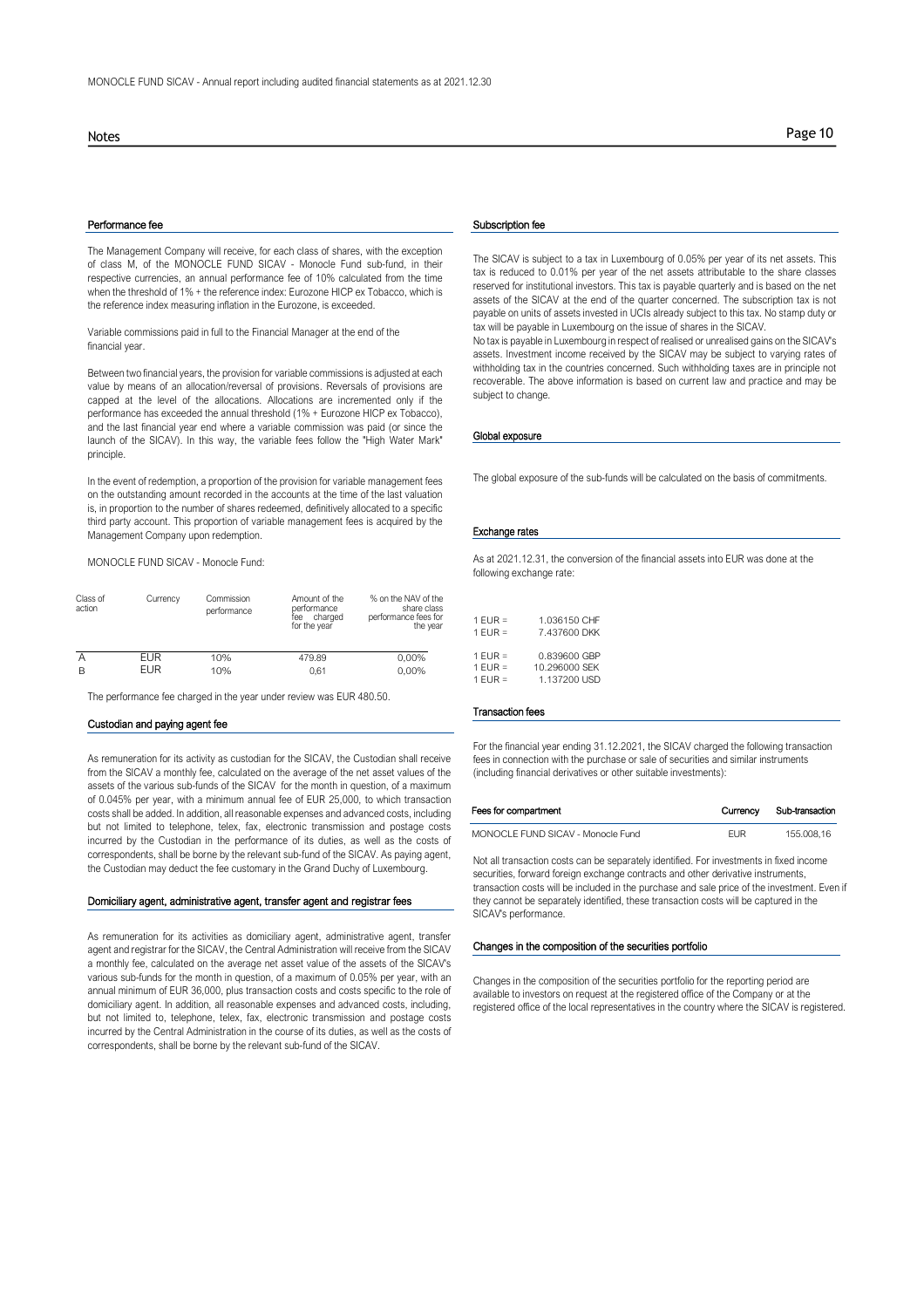## Notes

### Performance fee

The Management Company will receive, for each class of shares, with the exception of class M, of the MONOCLE FUND SICAV - Monocle Fund sub-fund, in their respective currencies, an annual performance fee of 10% calculated from the time when the threshold of 1% + the reference index: Eurozone HICP ex Tobacco, which is the reference index measuring inflation in the Eurozone, is exceeded.

Variable commissions paid in full to the Financial Manager at the end of the financial year.

Between two financial years, the provision for variable commissions is adjusted at each value by means of an allocation/reversal of provisions. Reversals of provisions are capped at the level of the allocations. Allocations are incremented only if the performance has exceeded the annual threshold (1% + Eurozone HICP ex Tobacco), and the last financial year end where a variable commission was paid (or since the launch of the SICAV). In this way, the variable fees follow the "High Water Mark" principle.

In the event of redemption, a proportion of the provision for variable management fees on the outstanding amount recorded in the accounts at the time of the last valuation is, in proportion to the number of shares redeemed, definitively allocated to a specific third party account. This proportion of variable management fees is acquired by the Management Company upon redemption.

MONOCLE FUND SICAV - Monocle Fund:

| Class of action | Currency | Commission performance | Amount of the performance fee charged for the year | % on the NAV of the share class performance fees for the year |
|---|---|---|---|---|
| A | EUR | 10% | 479.89 | 0,00% |
| B | EUR | 10% | 0,61 | 0,00% |

The performance fee charged in the year under review was EUR 480.50.

### Custodian and paying agent fee

As remuneration for its activity as custodian for the SICAV, the Custodian shall receive from the SICAV a monthly fee, calculated on the average of the net asset values of the assets of the various sub-funds of the SICAV for the month in question, of a maximum of 0.045% per year, with a minimum annual fee of EUR 25,000, to which transaction costs shall be added. In addition, all reasonable expenses and advanced costs, including but not limited to telephone, telex, fax, electronic transmission and postage costs incurred by the Custodian in the performance of its duties, as well as the costs of correspondents, shall be borne by the relevant sub-fund of the SICAV. As paying agent, the Custodian may deduct the fee customary in the Grand Duchy of Luxembourg.

### Domiciliary agent, administrative agent, transfer agent and registrar fees

As remuneration for its activities as domiciliary agent, administrative agent, transfer agent and registrar for the SICAV, the Central Administration will receive from the SICAV a monthly fee, calculated on the average net asset value of the assets of the SICAV's various sub-funds for the month in question, of a maximum of 0.05% per year, with an annual minimum of EUR 36,000, plus transaction costs and costs specific to the role of domiciliary agent. In addition, all reasonable expenses and advanced costs, including, but not limited to, telephone, telex, fax, electronic transmission and postage costs incurred by the Central Administration in the course of its duties, as well as the costs of correspondents, shall be borne by the relevant sub-fund of the SICAV.

### Subscription fee

The SICAV is subject to a tax in Luxembourg of 0.05% per year of its net assets. This tax is reduced to 0.01% per year of the net assets attributable to the share classes reserved for institutional investors. This tax is payable quarterly and is based on the net assets of the SICAV at the end of the quarter concerned. The subscription tax is not payable on units of assets invested in UCIs already subject to this tax. No stamp duty or tax will be payable in Luxembourg on the issue of shares in the SICAV.
No tax is payable in Luxembourg in respect of realised or unrealised gains on the SICAV's assets. Investment income received by the SICAV may be subject to varying rates of withholding tax in the countries concerned. Such withholding taxes are in principle not recoverable. The above information is based on current law and practice and may be subject to change.

### Global exposure

The global exposure of the sub-funds will be calculated on the basis of commitments.

### Exchange rates

As at 2021.12.31, the conversion of the financial assets into EUR was done at the following exchange rate:

| | |
|---|---|
| 1 EUR = | 1.036150 CHF |
| 1 EUR = | 7.437600 DKK |
| 1 EUR = | 0.839600 GBP |
| 1 EUR = | 10.296000 SEK |
| 1 EUR = | 1.137200 USD |

### Transaction fees

For the financial year ending 31.12.2021, the SICAV charged the following transaction fees in connection with the purchase or sale of securities and similar instruments (including financial derivatives or other suitable investments):

| Fees for compartment | Currency | Sub-transaction |
|---|---|---|
| MONOCLE FUND SICAV - Monocle Fund | EUR | 155.008,16 |

Not all transaction costs can be separately identified. For investments in fixed income securities, forward foreign exchange contracts and other derivative instruments, transaction costs will be included in the purchase and sale price of the investment. Even if they cannot be separately identified, these transaction costs will be captured in the SICAV's performance.

### Changes in the composition of the securities portfolio

Changes in the composition of the securities portfolio for the reporting period are available to investors on request at the registered office of the Company or at the registered office of the local representatives in the country where the SICAV is registered.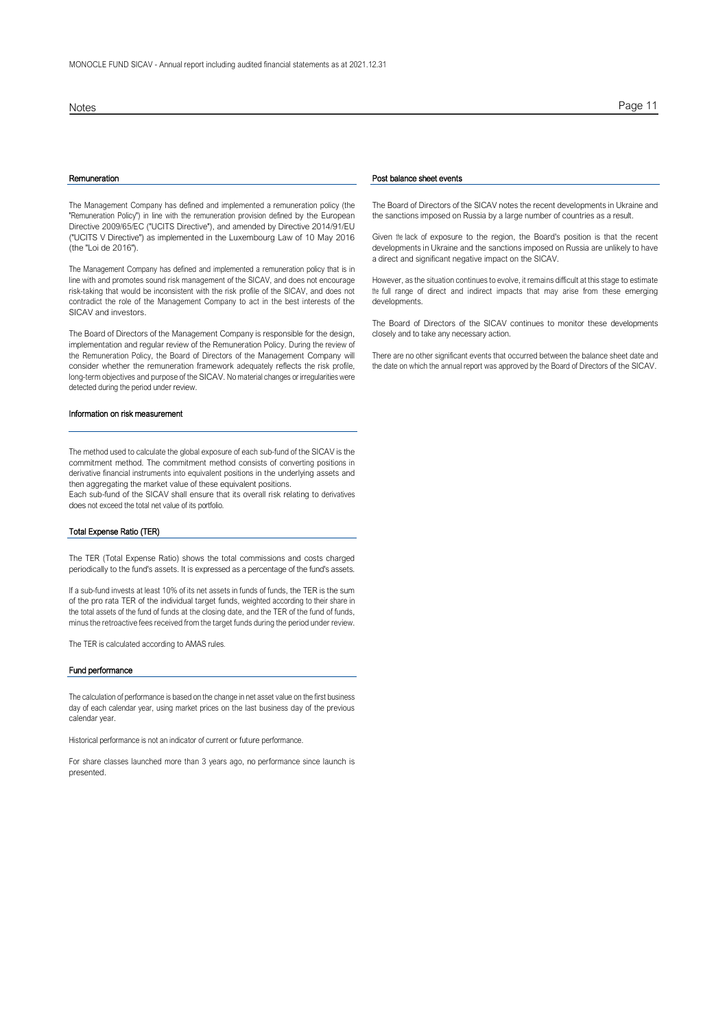## Remuneration

The Management Company has defined and implemented a remuneration policy (the "Remuneration Policy") in line with the remuneration provision defined by the European Directive 2009/65/EC ("UCITS Directive"), and amended by Directive 2014/91/EU ("UCITS V Directive") as implemented in the Luxembourg Law of 10 May 2016 (the "Loi de 2016").

The Management Company has defined and implemented a remuneration policy that is in line with and promotes sound risk management of the SICAV, and does not encourage risk-taking that would be inconsistent with the risk profile of the SICAV, and does not contradict the role of the Management Company to act in the best interests of the SICAV and investors.

The Board of Directors of the Management Company is responsible for the design, implementation and regular review of the Remuneration Policy. During the review of the Remuneration Policy, the Board of Directors of the Management Company will consider whether the remuneration framework adequately reflects the risk profile, long-term objectives and purpose of the SICAV. No material changes or irregularities were detected during the period under review.

## Information on risk measurement

The method used to calculate the global exposure of each sub-fund of the SICAV is the commitment method. The commitment method consists of converting positions in derivative financial instruments into equivalent positions in the underlying assets and then aggregating the market value of these equivalent positions.
Each sub-fund of the SICAV shall ensure that its overall risk relating to derivatives does not exceed the total net value of its portfolio.

## Total Expense Ratio (TER)

The TER (Total Expense Ratio) shows the total commissions and costs charged periodically to the fund's assets. It is expressed as a percentage of the fund's assets.

If a sub-fund invests at least 10% of its net assets in funds of funds, the TER is the sum of the pro rata TER of the individual target funds, weighted according to their share in the total assets of the fund of funds at the closing date, and the TER of the fund of funds, minus the retroactive fees received from the target funds during the period under review.

The TER is calculated according to AMAS rules.

## Fund performance

The calculation of performance is based on the change in net asset value on the first business day of each calendar year, using market prices on the last business day of the previous calendar year.

Historical performance is not an indicator of current or future performance.

For share classes launched more than 3 years ago, no performance since launch is presented.

## Post balance sheet events

The Board of Directors of the SICAV notes the recent developments in Ukraine and the sanctions imposed on Russia by a large number of countries as a result.

Given the lack of exposure to the region, the Board's position is that the recent developments in Ukraine and the sanctions imposed on Russia are unlikely to have a direct and significant negative impact on the SICAV.

However, as the situation continues to evolve, it remains difficult at this stage to estimate the full range of direct and indirect impacts that may arise from these emerging developments.

The Board of Directors of the SICAV continues to monitor these developments closely and to take any necessary action.

There are no other significant events that occurred between the balance sheet date and the date on which the annual report was approved by the Board of Directors of the SICAV.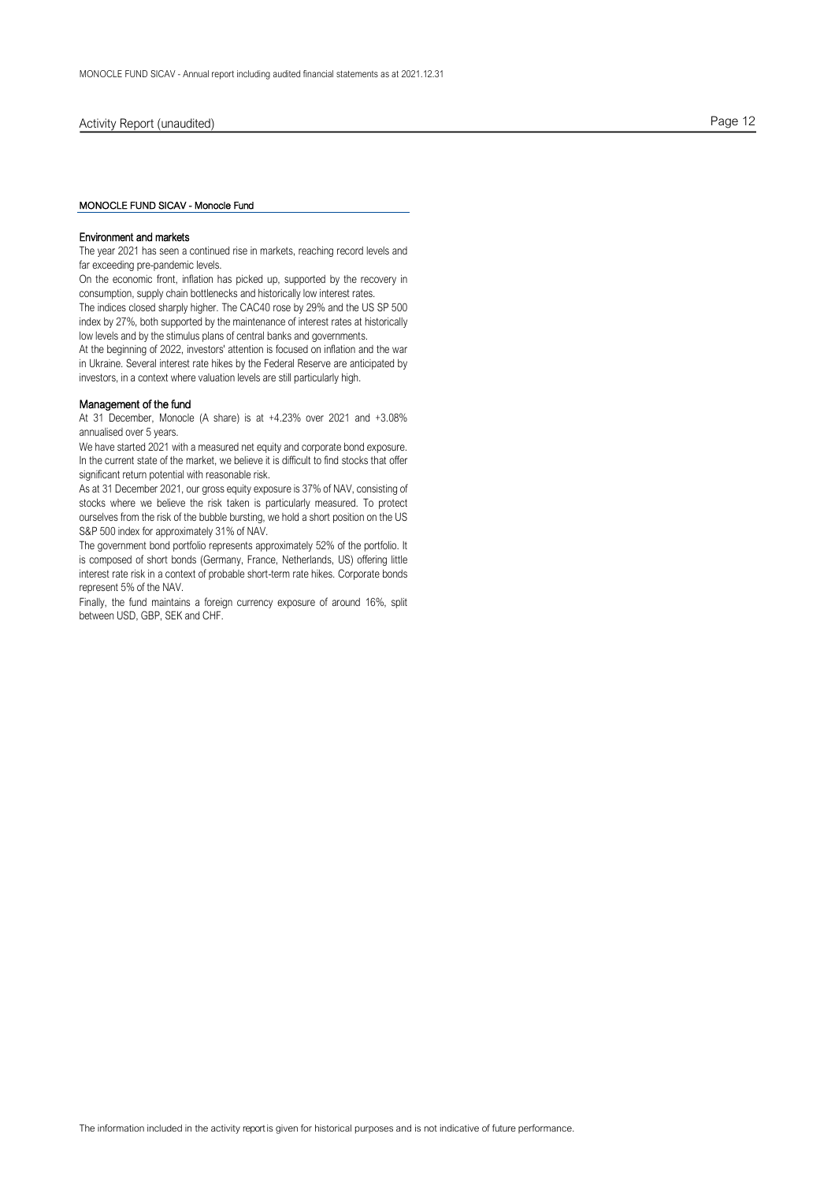## Activity Report (unaudited)

### MONOCLE FUND SICAV - Monocle Fund

#### Environment and markets

The year 2021 has seen a continued rise in markets, reaching record levels and far exceeding pre-pandemic levels.

On the economic front, inflation has picked up, supported by the recovery in consumption, supply chain bottlenecks and historically low interest rates.

The indices closed sharply higher. The CAC40 rose by 29% and the US SP 500 index by 27%, both supported by the maintenance of interest rates at historically low levels and by the stimulus plans of central banks and governments.

At the beginning of 2022, investors' attention is focused on inflation and the war in Ukraine. Several interest rate hikes by the Federal Reserve are anticipated by investors, in a context where valuation levels are still particularly high.

#### Management of the fund

At 31 December, Monocle (A share) is at +4.23% over 2021 and +3.08% annualised over 5 years.

We have started 2021 with a measured net equity and corporate bond exposure. In the current state of the market, we believe it is difficult to find stocks that offer significant return potential with reasonable risk.

As at 31 December 2021, our gross equity exposure is 37% of NAV, consisting of stocks where we believe the risk taken is particularly measured. To protect ourselves from the risk of the bubble bursting, we hold a short position on the US S&P 500 index for approximately 31% of NAV.

The government bond portfolio represents approximately 52% of the portfolio. It is composed of short bonds (Germany, France, Netherlands, US) offering little interest rate risk in a context of probable short-term rate hikes. Corporate bonds represent 5% of the NAV.

Finally, the fund maintains a foreign currency exposure of around 16%, split between USD, GBP, SEK and CHF.

The information included in the activity report is given for historical purposes and is not indicative of future performance.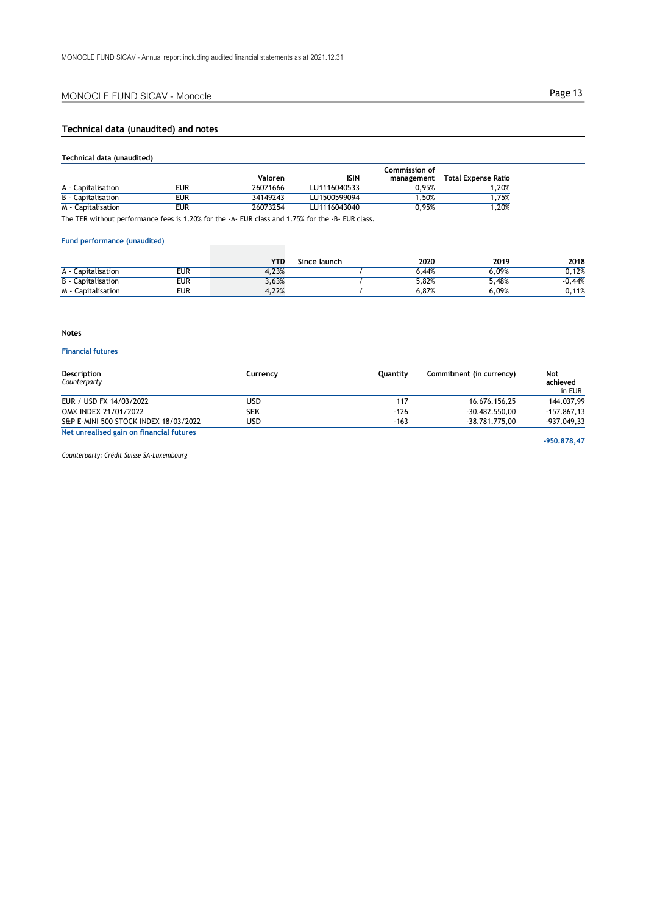## MONOCLE FUND SICAV - Monocle

### Technical data (unaudited) and notes

#### Technical data (unaudited)

| | | Valoren | ISIN | Commission of management | Total Expense Ratio |
|---|---|---|---|---|---|
| A - Capitalisation | EUR | 26071666 | LU1116040533 | 0,95% | 1,20% |
| B - Capitalisation | EUR | 34149243 | LU1500599094 | 1,50% | 1,75% |
| M - Capitalisation | EUR | 26073254 | LU1116043040 | 0,95% | 1,20% |

The TER without performance fees is 1.20% for the -A- EUR class and 1.75% for the -B- EUR class.

#### Fund performance (unaudited)

| | | YTD | Since launch | 2020 | 2019 | 2018 |
|---|---|---|---|---|---|---|
| A - Capitalisation | EUR | 4,23% | / | 6,44% | 6,09% | 0,12% |
| B - Capitalisation | EUR | 3,63% | / | 5,82% | 5,48% | -0,44% |
| M - Capitalisation | EUR | 4,22% | / | 6,87% | 6,09% | 0,11% |

#### Notes

#### Financial futures

| Description *Counterparty* | Currency | Quantity | Commitment (in currency) | Not achieved in EUR |
|---|---|---|---|---|
| EUR / USD FX 14/03/2022 | USD | 117 | 16.676.156,25 | 144.037,99 |
| OMX INDEX 21/01/2022 | SEK | -126 | -30.482.550,00 | -157.867,13 |
| S&P E-MINI 500 STOCK INDEX 18/03/2022 | USD | -163 | -38.781.775,00 | -937.049,33 |
| **Net unrealised gain on financial futures** | | | | **-950.878,47** |

*Counterparty: Crédit Suisse SA-Luxembourg*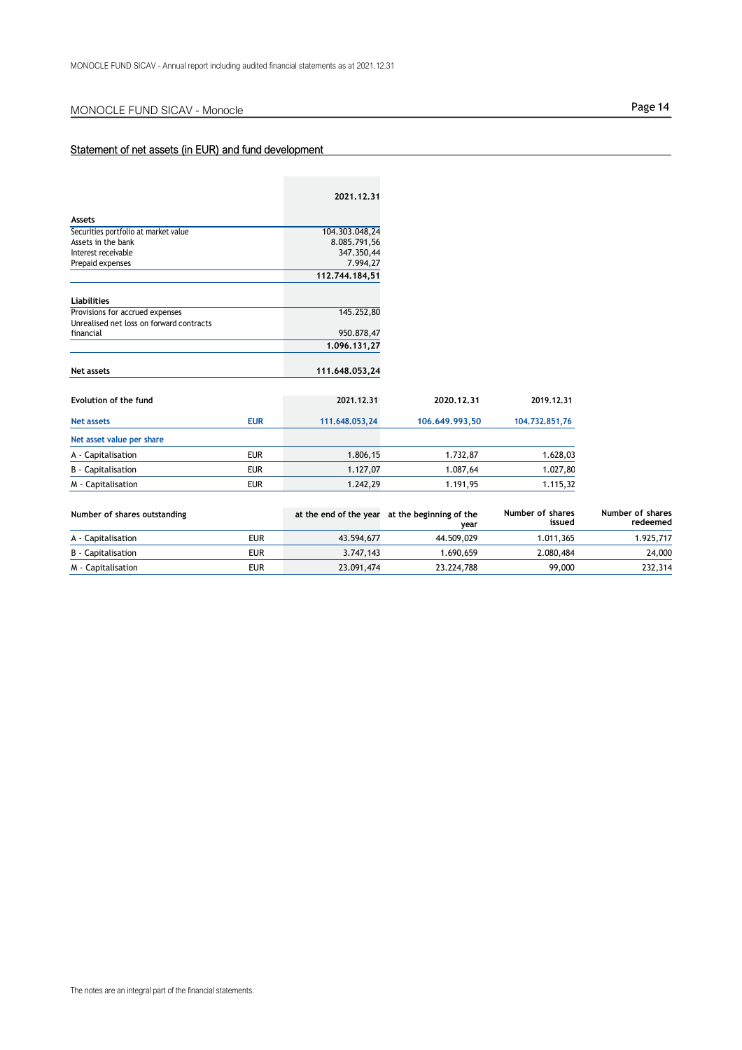## MONOCLE FUND SICAV - Monocle

### Statement of net assets (in EUR) and fund development

| | 2021.12.31 |
|---|---|
| **Assets** | |
| Securities portfolio at market value | 104.303.048,24 |
| Assets in the bank | 8.085.791,56 |
| Interest receivable | 347.350,44 |
| Prepaid expenses | 7.994,27 |
| | **112.744.184,51** |
| **Liabilities** | |
| Provisions for accrued expenses | 145.252,80 |
| Unrealised net loss on forward contracts financial | 950.878,47 |
| | **1.096.131,27** |
| **Net assets** | **111.648.053,24** |

| Evolution of the fund | | 2021.12.31 | 2020.12.31 | 2019.12.31 |
|---|---|---|---|---|
| Net assets | EUR | 111.648.053,24 | 106.649.993,50 | 104.732.851,76 |
| Net asset value per share | | | | |
| A - Capitalisation | EUR | 1.806,15 | 1.732,87 | 1.628,03 |
| B - Capitalisation | EUR | 1.127,07 | 1.087,64 | 1.027,80 |
| M - Capitalisation | EUR | 1.242,29 | 1.191,95 | 1.115,32 |

| Number of shares outstanding | | at the end of the year | at the beginning of the year | Number of shares issued | Number of shares redeemed |
|---|---|---|---|---|---|
| A - Capitalisation | EUR | 43.594,677 | 44.509,029 | 1.011,365 | 1.925,717 |
| B - Capitalisation | EUR | 3.747,143 | 1.690,659 | 2.080,484 | 24,000 |
| M - Capitalisation | EUR | 23.091,474 | 23.224,788 | 99,000 | 232,314 |

The notes are an integral part of the financial statements.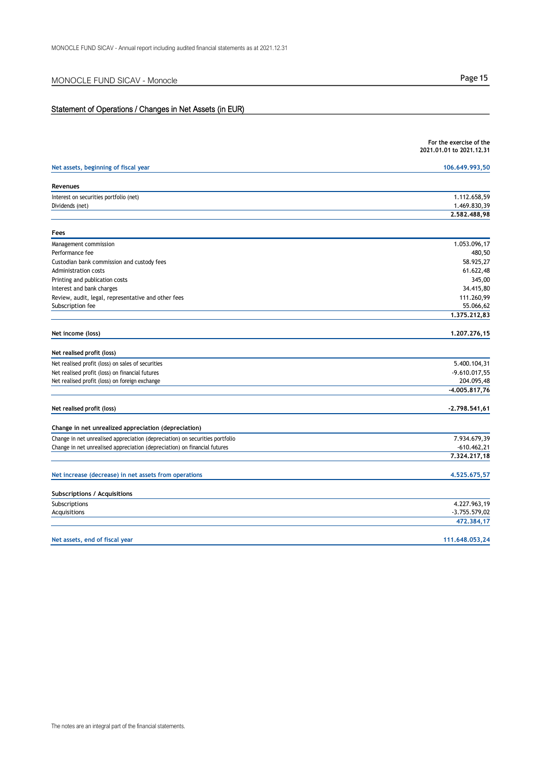## MONOCLE FUND SICAV - Monocle

### Statement of Operations / Changes in Net Assets (in EUR)

| | For the exercise of the 2021.01.01 to 2021.12.31 |
|---|---:|
| **Net assets, beginning of fiscal year** | **106.649.993,50** |
| **Revenues** | |
| Interest on securities portfolio (net) | 1.112.658,59 |
| Dividends (net) | 1.469.830,39 |
| | **2.582.488,98** |
| **Fees** | |
| Management commission | 1.053.096,17 |
| Performance fee | 480,50 |
| Custodian bank commission and custody fees | 58.925,27 |
| Administration costs | 61.622,48 |
| Printing and publication costs | 345,00 |
| Interest and bank charges | 34.415,80 |
| Review, audit, legal, representative and other fees | 111.260,99 |
| Subscription fee | 55.066,62 |
| | **1.375.212,83** |
| **Net income (loss)** | **1.207.276,15** |
| **Net realised profit (loss)** | |
| Net realised profit (loss) on sales of securities | 5.400.104,31 |
| Net realised profit (loss) on financial futures | -9.610.017,55 |
| Net realised profit (loss) on foreign exchange | 204.095,48 |
| | **-4.005.817,76** |
| **Net realised profit (loss)** | **-2.798.541,61** |
| **Change in net unrealized appreciation (depreciation)** | |
| Change in net unrealised appreciation (depreciation) on securities portfolio | 7.934.679,39 |
| Change in net unrealised appreciation (depreciation) on financial futures | -610.462,21 |
| | **7.324.217,18** |
| **Net increase (decrease) in net assets from operations** | **4.525.675,57** |
| **Subscriptions / Acquisitions** | |
| Subscriptions | 4.227.963,19 |
| Acquisitions | -3.755.579,02 |
| | **472.384,17** |
| **Net assets, end of fiscal year** | **111.648.053,24** |

The notes are an integral part of the financial statements.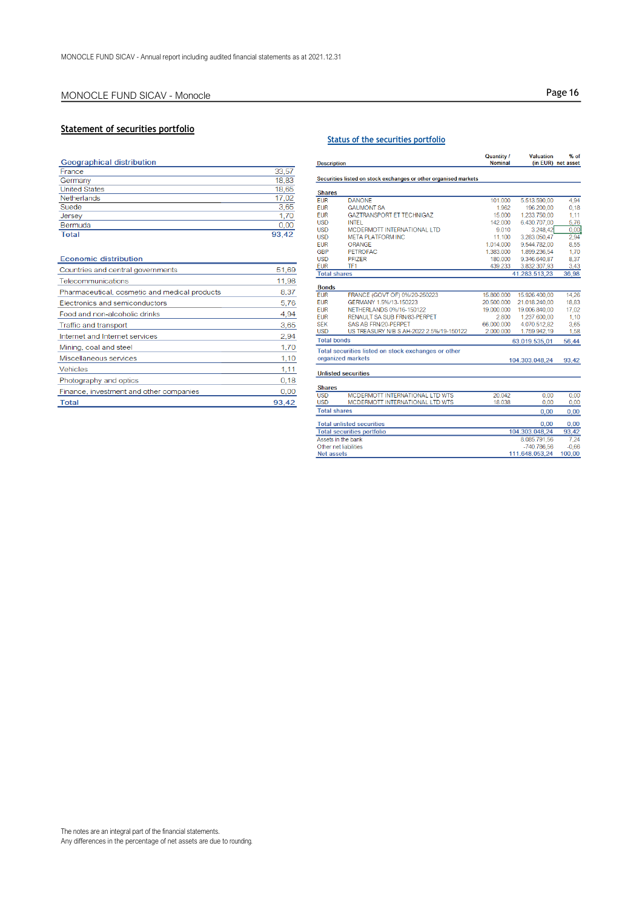## MONOCLE FUND SICAV - Monocle

## Statement of securities portfolio

### Geographical distribution

| Geographical distribution | |
|---|---|
| France | 33,57 |
| Germany | 18,83 |
| United States | 18,65 |
| Netherlands | 17,02 |
| Suede | 3,65 |
| Jersey | 1,70 |
| Bermuda | 0,00 |
| **Total** | **93,42** |

### Economic distribution

| Economic distribution | |
|---|---|
| Countries and central governments | 51,69 |
| Telecommunications | 11,98 |
| Pharmaceutical, cosmetic and medical products | 8,37 |
| Electronics and semiconductors | 5,76 |
| Food and non-alcoholic drinks | 4,94 |
| Traffic and transport | 3,65 |
| Internet and Internet services | 2,94 |
| Mining, coal and steel | 1,70 |
| Miscellaneous services | 1,10 |
| Vehicles | 1,11 |
| Photography and optics | 0,18 |
| Finance, investment and other companies | 0,00 |
| **Total** | **93,42** |

## Status of the securities portfolio

| | Description | Quantity / Nominal | Valuation (in EUR) | % of net asset |
|---|---|---|---|---|
| **Securities listed on stock exchanges or other organised markets** | | | | |
| **Shares** | | | | |
| EUR | DANONE | 101.000 | 5.513.590,00 | 4,94 |
| EUR | GAUMONT SA | 1.962 | 196.200,00 | 0,18 |
| EUR | GAZTRANSPORT ET TECHNIGAZ | 15.000 | 1.233.750,00 | 1,11 |
| USD | INTEL | 142.000 | 6.430.707,00 | 5,76 |
| USD | MCDERMOTT INTERNATIONAL LTD | 9.010 | 3.248,42 | 0,00 |
| USD | META PLATFORM INC | 11.100 | 3.283.050,47 | 2,94 |
| EUR | ORANGE | 1.014.000 | 9.544.782,00 | 8,55 |
| GBP | PETROFAC | 1.383.000 | 1.899.236,54 | 1,70 |
| USD | PFIZER | 180.000 | 9.346.640,87 | 8,37 |
| EUR | TF1 | 439.233 | 3.832.307,93 | 3,43 |
| **Total shares** | | | **41.283.513,23** | **36,98** |
| **Bonds** | | | | |
| EUR | FRANCE (GOVT OF) 0%/20-250223 | 15.800.000 | 15.926.400,00 | 14,26 |
| EUR | GERMANY 1.5%/13-150223 | 20.500.000 | 21.018.240,00 | 18,83 |
| EUR | NETHERLANDS 0%/16-150122 | 19.000.000 | 19.006.840,00 | 17,02 |
| EUR | RENAULT SA SUB FRN/83-PERPET | 2.800 | 1.237.600,00 | 1,10 |
| SEK | SAS AB FRN/20-PERPET | 66.000.000 | 4.070.512,82 | 3,65 |
| USD | US TREASURY N/B S AH-2022 2.5%/19-150122 | 2.000.000 | 1.759.942,19 | 1,58 |
| **Total bonds** | | | **63.019.535,01** | **56,44** |
| **Total securities listed on stock exchanges or other organized markets** | | | **104.303.048,24** | **93,42** |
| **Unlisted securities** | | | | |
| **Shares** | | | | |
| USD | MCDERMOTT INTERNATIONAL LTD WTS | 20.042 | 0,00 | 0,00 |
| USD | MCDERMOTT INTERNATIONAL LTD WTS | 18.038 | 0,00 | 0,00 |
| **Total shares** | | | **0,00** | **0,00** |
| **Total unlisted securities** | | | **0,00** | **0,00** |
| **Total securities portfolio** | | | **104.303.048,24** | **93,42** |
| Assets in the bank | | | 8.085.791,56 | 7,24 |
| Other net liabilities | | | -740.786,56 | -0,66 |
| **Net assets** | | | **111.648.053,24** | **100,00** |

The notes are an integral part of the financial statements.
Any differences in the percentage of net assets are due to rounding.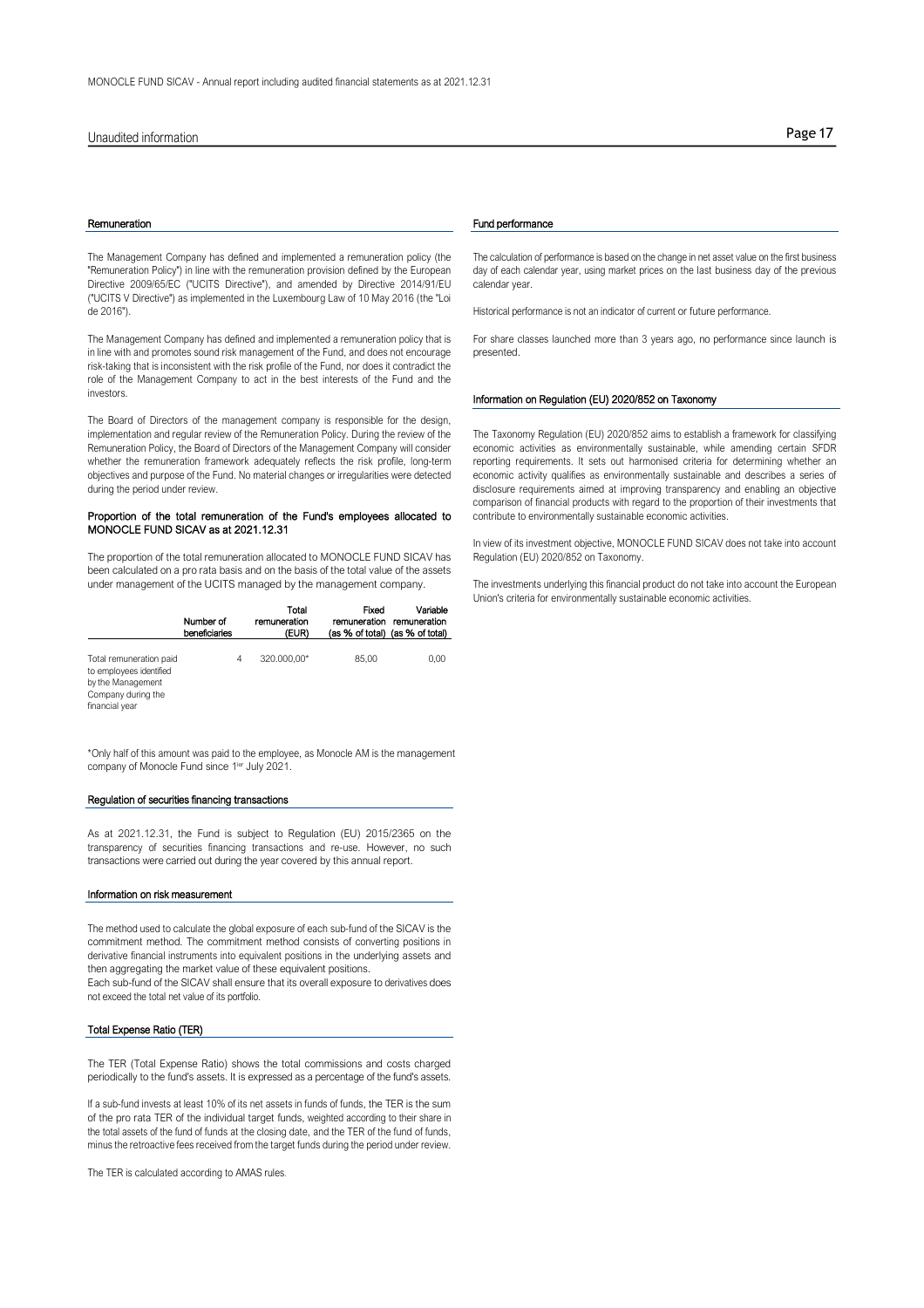## Remuneration

The Management Company has defined and implemented a remuneration policy (the "Remuneration Policy") in line with the remuneration provision defined by the European Directive 2009/65/EC ("UCITS Directive"), and amended by Directive 2014/91/EU ("UCITS V Directive") as implemented in the Luxembourg Law of 10 May 2016 (the "Loi de 2016").

The Management Company has defined and implemented a remuneration policy that is in line with and promotes sound risk management of the Fund, and does not encourage risk-taking that is inconsistent with the risk profile of the Fund, nor does it contradict the role of the Management Company to act in the best interests of the Fund and the investors.

The Board of Directors of the management company is responsible for the design, implementation and regular review of the Remuneration Policy. During the review of the Remuneration Policy, the Board of Directors of the Management Company will consider whether the remuneration framework adequately reflects the risk profile, long-term objectives and purpose of the Fund. No material changes or irregularities were detected during the period under review.

### Proportion of the total remuneration of the Fund's employees allocated to MONOCLE FUND SICAV as at 2021.12.31

The proportion of the total remuneration allocated to MONOCLE FUND SICAV has been calculated on a pro rata basis and on the basis of the total value of the assets under management of the UCITS managed by the management company.

| | Number of beneficiaries | Total remuneration (EUR) | Fixed remuneration (as % of total) | Variable remuneration (as % of total) |
|---|---|---|---|---|
| Total remuneration paid to employees identified by the Management Company during the financial year | 4 | 320.000,00* | 85,00 | 0,00 |

*Only half of this amount was paid to the employee, as Monocle AM is the management company of Monocle Fund since 1ier July 2021.

## Regulation of securities financing transactions

As at 2021.12.31, the Fund is subject to Regulation (EU) 2015/2365 on the transparency of securities financing transactions and re-use. However, no such transactions were carried out during the year covered by this annual report.

## Information on risk measurement

The method used to calculate the global exposure of each sub-fund of the SICAV is the commitment method. The commitment method consists of converting positions in derivative financial instruments into equivalent positions in the underlying assets and then aggregating the market value of these equivalent positions.
Each sub-fund of the SICAV shall ensure that its overall exposure to derivatives does not exceed the total net value of its portfolio.

## Total Expense Ratio (TER)

The TER (Total Expense Ratio) shows the total commissions and costs charged periodically to the fund's assets. It is expressed as a percentage of the fund's assets.

If a sub-fund invests at least 10% of its net assets in funds of funds, the TER is the sum of the pro rata TER of the individual target funds, weighted according to their share in the total assets of the fund of funds at the closing date, and the TER of the fund of funds, minus the retroactive fees received from the target funds during the period under review.

The TER is calculated according to AMAS rules.

## Fund performance

The calculation of performance is based on the change in net asset value on the first business day of each calendar year, using market prices on the last business day of the previous calendar year.

Historical performance is not an indicator of current or future performance.

For share classes launched more than 3 years ago, no performance since launch is presented.

## Information on Regulation (EU) 2020/852 on Taxonomy

The Taxonomy Regulation (EU) 2020/852 aims to establish a framework for classifying economic activities as environmentally sustainable, while amending certain SFDR reporting requirements. It sets out harmonised criteria for determining whether an economic activity qualifies as environmentally sustainable and describes a series of disclosure requirements aimed at improving transparency and enabling an objective comparison of financial products with regard to the proportion of their investments that contribute to environmentally sustainable economic activities.

In view of its investment objective, MONOCLE FUND SICAV does not take into account Regulation (EU) 2020/852 on Taxonomy.

The investments underlying this financial product do not take into account the European Union's criteria for environmentally sustainable economic activities.